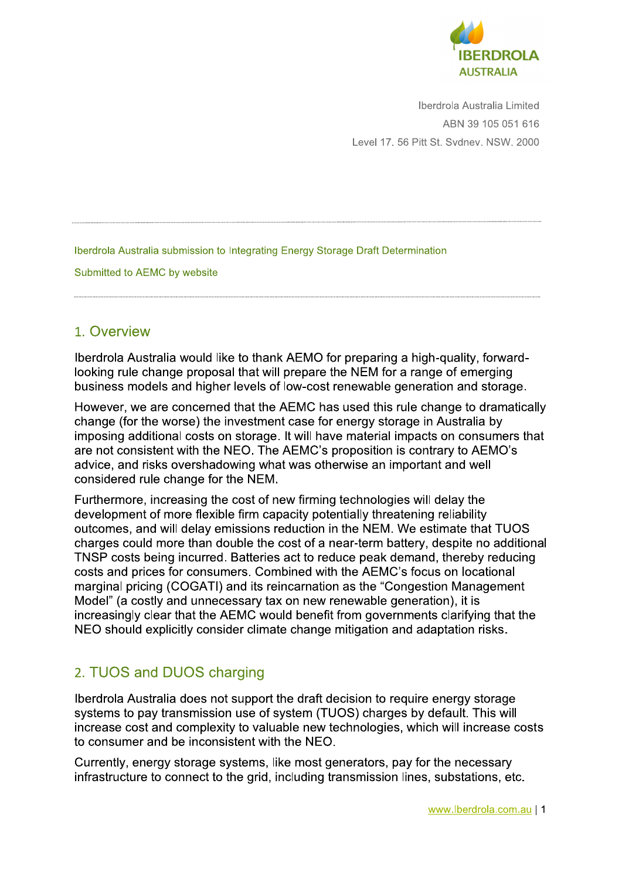Iberdrola Australia Limited
ABN 39 105 051 616
Level 17. 56 Pitt St. Svdnev. NSW. 2000

---

Iberdrola Australia submission to Integrating Energy Storage Draft Determination

Submitted to AEMC by website

---

## 1. Overview

Iberdrola Australia would like to thank AEMO for preparing a high-quality, forward-looking rule change proposal that will prepare the NEM for a range of emerging business models and higher levels of low-cost renewable generation and storage.

However, we are concerned that the AEMC has used this rule change to dramatically change (for the worse) the investment case for energy storage in Australia by imposing additional costs on storage. It will have material impacts on consumers that are not consistent with the NEO. The AEMC's proposition is contrary to AEMO's advice, and risks overshadowing what was otherwise an important and well considered rule change for the NEM.

Furthermore, increasing the cost of new firming technologies will delay the development of more flexible firm capacity potentially threatening reliability outcomes, and will delay emissions reduction in the NEM. We estimate that TUOS charges could more than double the cost of a near-term battery, despite no additional TNSP costs being incurred. Batteries act to reduce peak demand, thereby reducing costs and prices for consumers. Combined with the AEMC's focus on locational marginal pricing (COGATI) and its reincarnation as the "Congestion Management Model" (a costly and unnecessary tax on new renewable generation), it is increasingly clear that the AEMC would benefit from governments clarifying that the NEO should explicitly consider climate change mitigation and adaptation risks.

## 2. TUOS and DUOS charging

Iberdrola Australia does not support the draft decision to require energy storage systems to pay transmission use of system (TUOS) charges by default. This will increase cost and complexity to valuable new technologies, which will increase costs to consumer and be inconsistent with the NEO.

Currently, energy storage systems, like most generators, pay for the necessary infrastructure to connect to the grid, including transmission lines, substations, etc.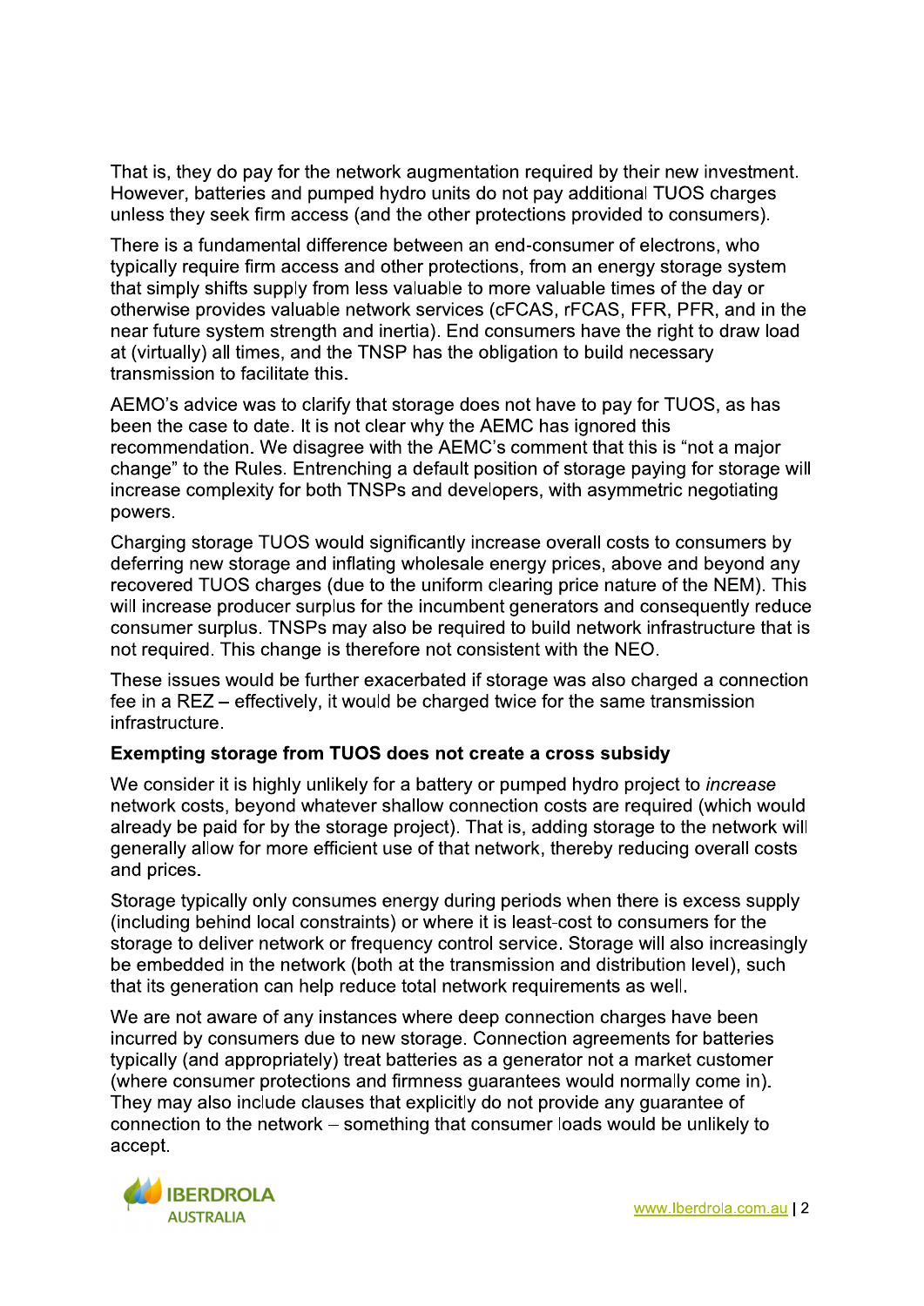That is, they do pay for the network augmentation required by their new investment. However, batteries and pumped hydro units do not pay additional TUOS charges unless they seek firm access (and the other protections provided to consumers).

There is a fundamental difference between an end-consumer of electrons, who typically require firm access and other protections, from an energy storage system that simply shifts supply from less valuable to more valuable times of the day or otherwise provides valuable network services (cFCAS, rFCAS, FFR, PFR, and in the near future system strength and inertia). End consumers have the right to draw load at (virtually) all times, and the TNSP has the obligation to build necessary transmission to facilitate this.

AEMO's advice was to clarify that storage does not have to pay for TUOS, as has been the case to date. It is not clear why the AEMC has ignored this recommendation. We disagree with the AEMC's comment that this is "not a major change" to the Rules. Entrenching a default position of storage paying for storage will increase complexity for both TNSPs and developers, with asymmetric negotiating powers.

Charging storage TUOS would significantly increase overall costs to consumers by deferring new storage and inflating wholesale energy prices, above and beyond any recovered TUOS charges (due to the uniform clearing price nature of the NEM). This will increase producer surplus for the incumbent generators and consequently reduce consumer surplus. TNSPs may also be required to build network infrastructure that is not required. This change is therefore not consistent with the NEO.

These issues would be further exacerbated if storage was also charged a connection fee in a REZ – effectively, it would be charged twice for the same transmission infrastructure.

**Exempting storage from TUOS does not create a cross subsidy**

We consider it is highly unlikely for a battery or pumped hydro project to *increase* network costs, beyond whatever shallow connection costs are required (which would already be paid for by the storage project). That is, adding storage to the network will generally allow for more efficient use of that network, thereby reducing overall costs and prices.

Storage typically only consumes energy during periods when there is excess supply (including behind local constraints) or where it is least-cost to consumers for the storage to deliver network or frequency control service. Storage will also increasingly be embedded in the network (both at the transmission and distribution level), such that its generation can help reduce total network requirements as well.

We are not aware of any instances where deep connection charges have been incurred by consumers due to new storage. Connection agreements for batteries typically (and appropriately) treat batteries as a generator not a market customer (where consumer protections and firmness guarantees would normally come in). They may also include clauses that explicitly do not provide any guarantee of connection to the network – something that consumer loads would be unlikely to accept.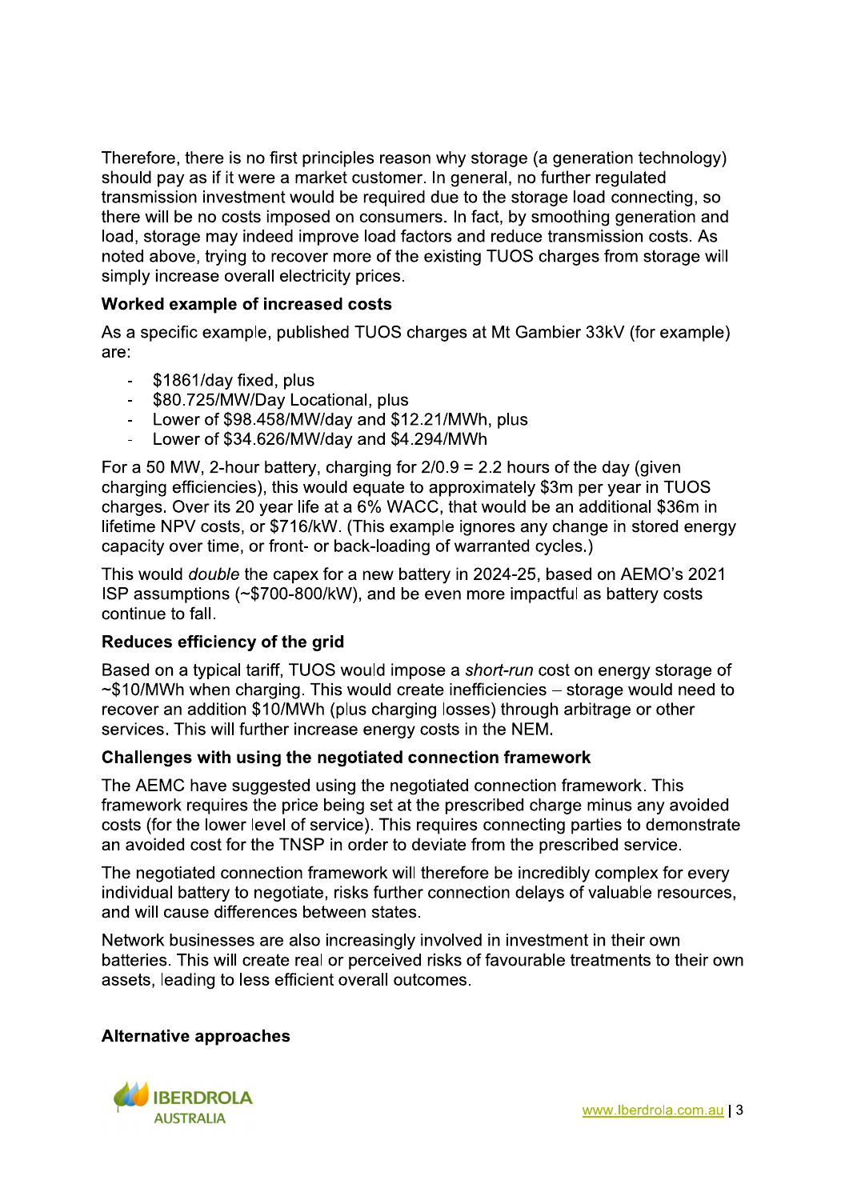Therefore, there is no first principles reason why storage (a generation technology) should pay as if it were a market customer. In general, no further regulated transmission investment would be required due to the storage load connecting, so there will be no costs imposed on consumers. In fact, by smoothing generation and load, storage may indeed improve load factors and reduce transmission costs. As noted above, trying to recover more of the existing TUOS charges from storage will simply increase overall electricity prices.

**Worked example of increased costs**

As a specific example, published TUOS charges at Mt Gambier 33kV (for example) are:

- $1861/day fixed, plus
- $80.725/MW/Day Locational, plus
- Lower of $98.458/MW/day and $12.21/MWh, plus
- Lower of $34.626/MW/day and $4.294/MWh

For a 50 MW, 2-hour battery, charging for 2/0.9 = 2.2 hours of the day (given charging efficiencies), this would equate to approximately $3m per year in TUOS charges. Over its 20 year life at a 6% WACC, that would be an additional $36m in lifetime NPV costs, or $716/kW. (This example ignores any change in stored energy capacity over time, or front- or back-loading of warranted cycles.)

This would *double* the capex for a new battery in 2024-25, based on AEMO's 2021 ISP assumptions (~$700-800/kW), and be even more impactful as battery costs continue to fall.

**Reduces efficiency of the grid**

Based on a typical tariff, TUOS would impose a *short-run* cost on energy storage of ~$10/MWh when charging. This would create inefficiencies – storage would need to recover an addition $10/MWh (plus charging losses) through arbitrage or other services. This will further increase energy costs in the NEM.

**Challenges with using the negotiated connection framework**

The AEMC have suggested using the negotiated connection framework. This framework requires the price being set at the prescribed charge minus any avoided costs (for the lower level of service). This requires connecting parties to demonstrate an avoided cost for the TNSP in order to deviate from the prescribed service.

The negotiated connection framework will therefore be incredibly complex for every individual battery to negotiate, risks further connection delays of valuable resources, and will cause differences between states.

Network businesses are also increasingly involved in investment in their own batteries. This will create real or perceived risks of favourable treatments to their own assets, leading to less efficient overall outcomes.

**Alternative approaches**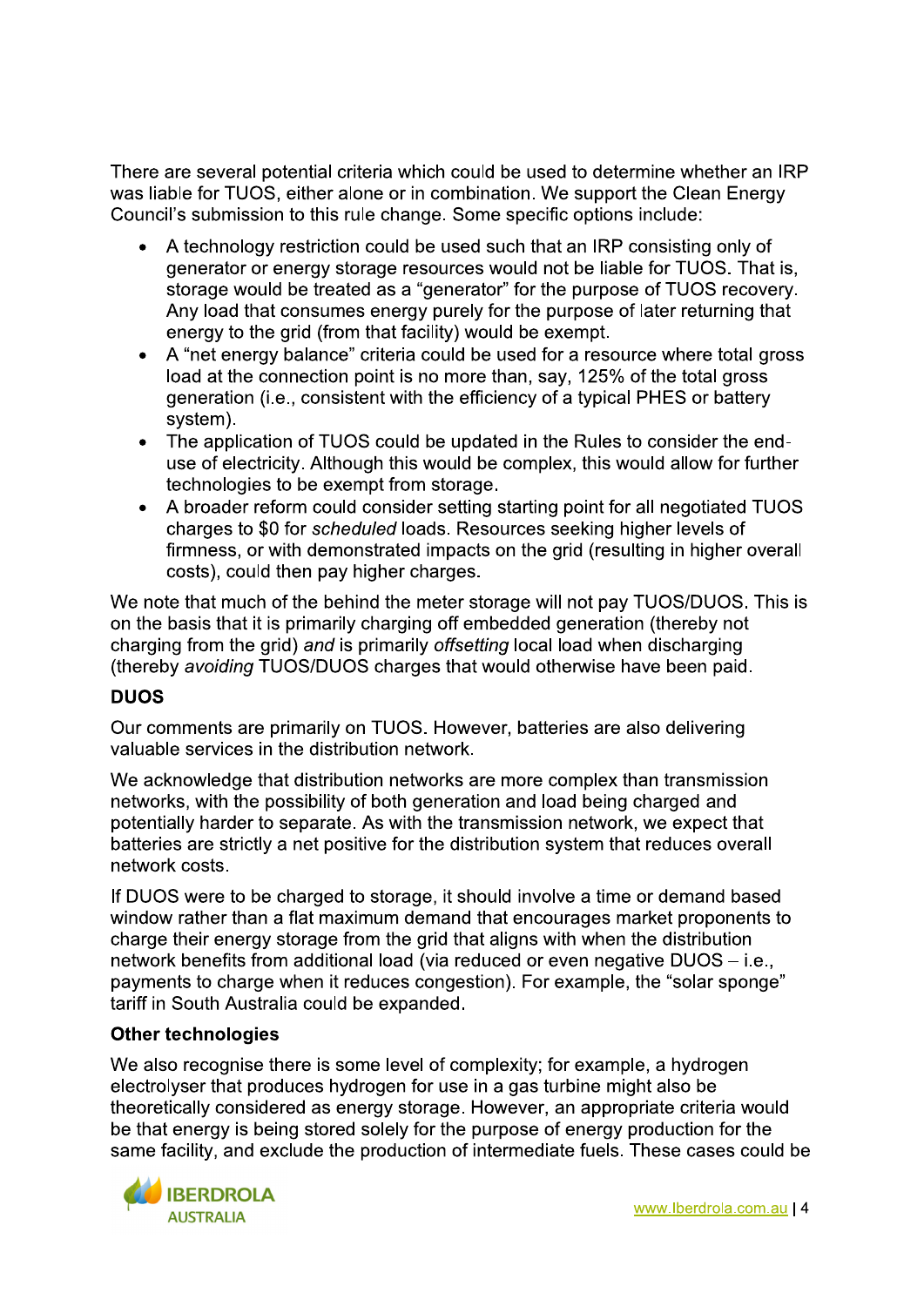There are several potential criteria which could be used to determine whether an IRP was liable for TUOS, either alone or in combination. We support the Clean Energy Council's submission to this rule change. Some specific options include:

- A technology restriction could be used such that an IRP consisting only of generator or energy storage resources would not be liable for TUOS. That is, storage would be treated as a "generator" for the purpose of TUOS recovery. Any load that consumes energy purely for the purpose of later returning that energy to the grid (from that facility) would be exempt.
- A "net energy balance" criteria could be used for a resource where total gross load at the connection point is no more than, say, 125% of the total gross generation (i.e., consistent with the efficiency of a typical PHES or battery system).
- The application of TUOS could be updated in the Rules to consider the end-use of electricity. Although this would be complex, this would allow for further technologies to be exempt from storage.
- A broader reform could consider setting starting point for all negotiated TUOS charges to $0 for *scheduled* loads. Resources seeking higher levels of firmness, or with demonstrated impacts on the grid (resulting in higher overall costs), could then pay higher charges.

We note that much of the behind the meter storage will not pay TUOS/DUOS. This is on the basis that it is primarily charging off embedded generation (thereby not charging from the grid) *and* is primarily *offsetting* local load when discharging (thereby *avoiding* TUOS/DUOS charges that would otherwise have been paid.

**DUOS**

Our comments are primarily on TUOS. However, batteries are also delivering valuable services in the distribution network.

We acknowledge that distribution networks are more complex than transmission networks, with the possibility of both generation and load being charged and potentially harder to separate. As with the transmission network, we expect that batteries are strictly a net positive for the distribution system that reduces overall network costs.

If DUOS were to be charged to storage, it should involve a time or demand based window rather than a flat maximum demand that encourages market proponents to charge their energy storage from the grid that aligns with when the distribution network benefits from additional load (via reduced or even negative DUOS – i.e., payments to charge when it reduces congestion). For example, the "solar sponge" tariff in South Australia could be expanded.

**Other technologies**

We also recognise there is some level of complexity; for example, a hydrogen electrolyser that produces hydrogen for use in a gas turbine might also be theoretically considered as energy storage. However, an appropriate criteria would be that energy is being stored solely for the purpose of energy production for the same facility, and exclude the production of intermediate fuels. These cases could be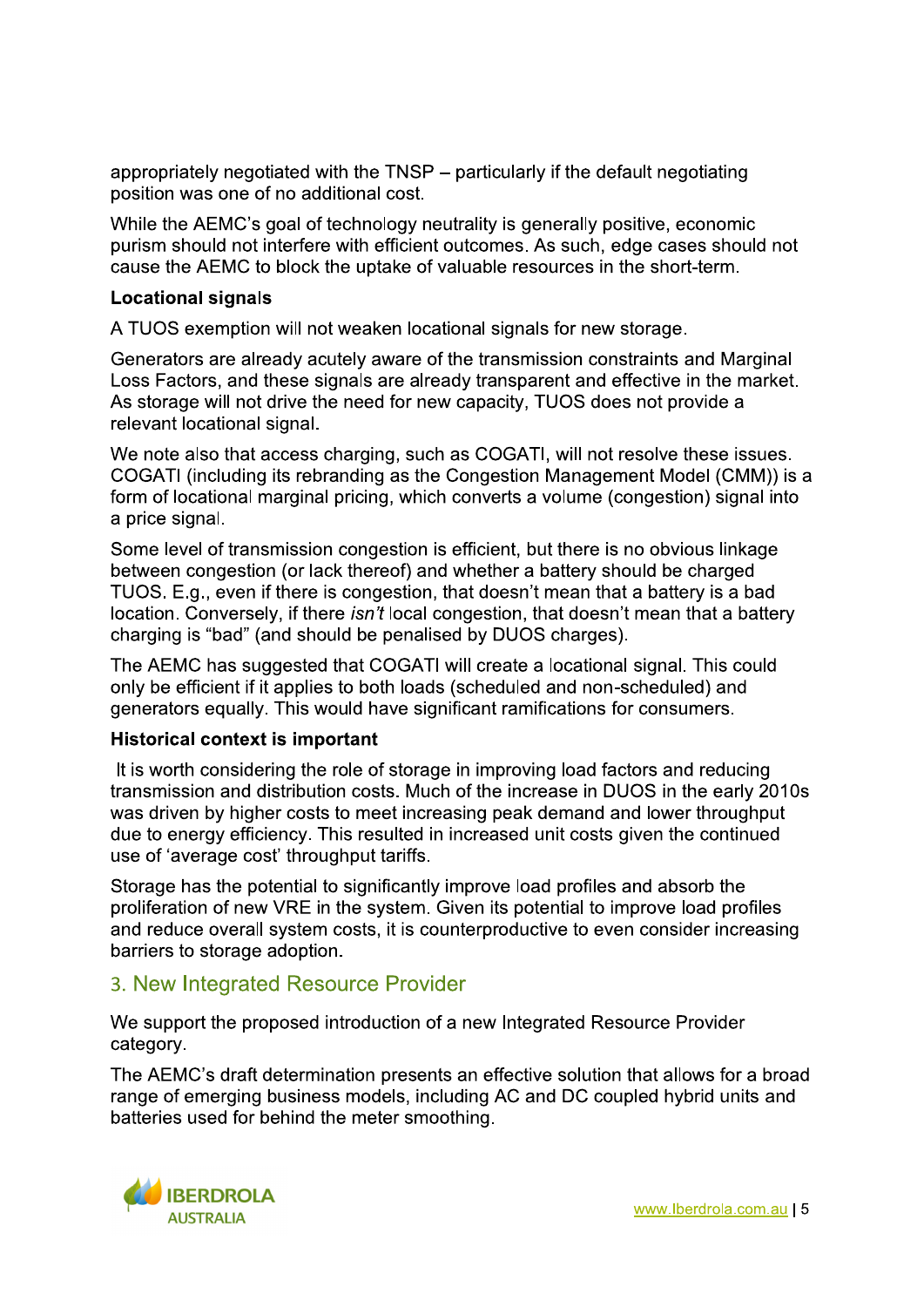appropriately negotiated with the TNSP – particularly if the default negotiating position was one of no additional cost.

While the AEMC's goal of technology neutrality is generally positive, economic purism should not interfere with efficient outcomes. As such, edge cases should not cause the AEMC to block the uptake of valuable resources in the short-term.

**Locational signals**

A TUOS exemption will not weaken locational signals for new storage.

Generators are already acutely aware of the transmission constraints and Marginal Loss Factors, and these signals are already transparent and effective in the market. As storage will not drive the need for new capacity, TUOS does not provide a relevant locational signal.

We note also that access charging, such as COGATI, will not resolve these issues. COGATI (including its rebranding as the Congestion Management Model (CMM)) is a form of locational marginal pricing, which converts a volume (congestion) signal into a price signal.

Some level of transmission congestion is efficient, but there is no obvious linkage between congestion (or lack thereof) and whether a battery should be charged TUOS. E.g., even if there is congestion, that doesn't mean that a battery is a bad location. Conversely, if there *isn't* local congestion, that doesn't mean that a battery charging is "bad" (and should be penalised by DUOS charges).

The AEMC has suggested that COGATI will create a locational signal. This could only be efficient if it applies to both loads (scheduled and non-scheduled) and generators equally. This would have significant ramifications for consumers.

**Historical context is important**

It is worth considering the role of storage in improving load factors and reducing transmission and distribution costs. Much of the increase in DUOS in the early 2010s was driven by higher costs to meet increasing peak demand and lower throughput due to energy efficiency. This resulted in increased unit costs given the continued use of 'average cost' throughput tariffs.

Storage has the potential to significantly improve load profiles and absorb the proliferation of new VRE in the system. Given its potential to improve load profiles and reduce overall system costs, it is counterproductive to even consider increasing barriers to storage adoption.

## 3. New Integrated Resource Provider

We support the proposed introduction of a new Integrated Resource Provider category.

The AEMC's draft determination presents an effective solution that allows for a broad range of emerging business models, including AC and DC coupled hybrid units and batteries used for behind the meter smoothing.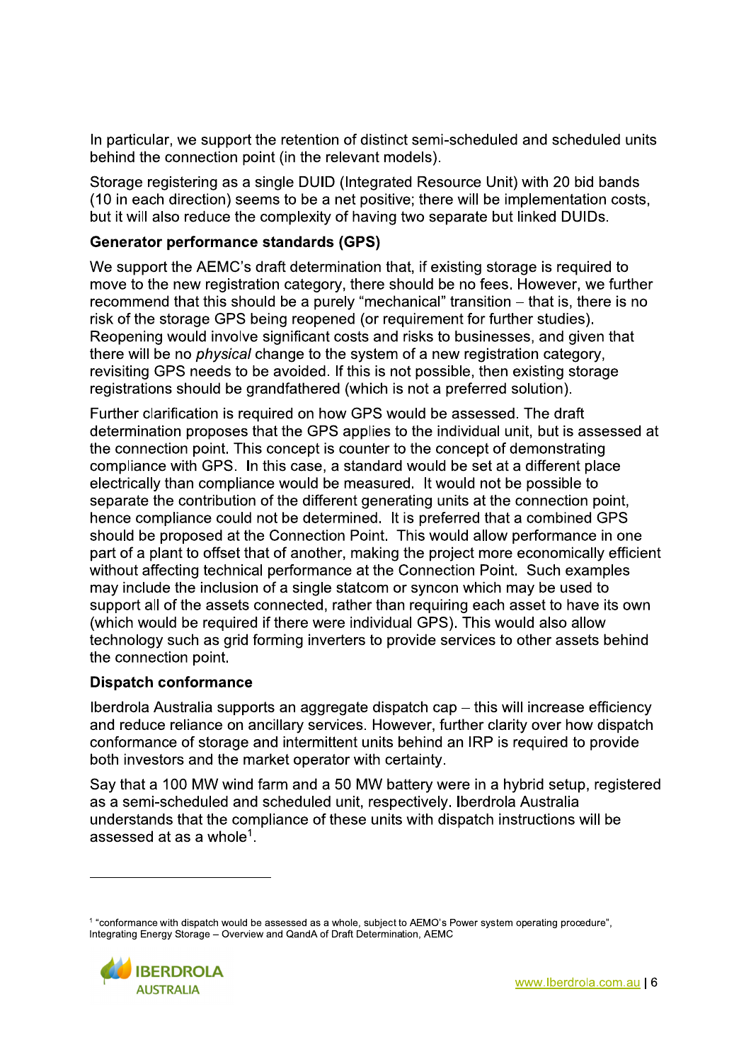In particular, we support the retention of distinct semi-scheduled and scheduled units behind the connection point (in the relevant models).

Storage registering as a single DUID (Integrated Resource Unit) with 20 bid bands (10 in each direction) seems to be a net positive; there will be implementation costs, but it will also reduce the complexity of having two separate but linked DUIDs.

**Generator performance standards (GPS)**

We support the AEMC's draft determination that, if existing storage is required to move to the new registration category, there should be no fees. However, we further recommend that this should be a purely "mechanical" transition – that is, there is no risk of the storage GPS being reopened (or requirement for further studies). Reopening would involve significant costs and risks to businesses, and given that there will be no *physical* change to the system of a new registration category, revisiting GPS needs to be avoided. If this is not possible, then existing storage registrations should be grandfathered (which is not a preferred solution).

Further clarification is required on how GPS would be assessed. The draft determination proposes that the GPS applies to the individual unit, but is assessed at the connection point. This concept is counter to the concept of demonstrating compliance with GPS. In this case, a standard would be set at a different place electrically than compliance would be measured. It would not be possible to separate the contribution of the different generating units at the connection point, hence compliance could not be determined. It is preferred that a combined GPS should be proposed at the Connection Point. This would allow performance in one part of a plant to offset that of another, making the project more economically efficient without affecting technical performance at the Connection Point. Such examples may include the inclusion of a single statcom or syncon which may be used to support all of the assets connected, rather than requiring each asset to have its own (which would be required if there were individual GPS). This would also allow technology such as grid forming inverters to provide services to other assets behind the connection point.

**Dispatch conformance**

Iberdrola Australia supports an aggregate dispatch cap – this will increase efficiency and reduce reliance on ancillary services. However, further clarity over how dispatch conformance of storage and intermittent units behind an IRP is required to provide both investors and the market operator with certainty.

Say that a 100 MW wind farm and a 50 MW battery were in a hybrid setup, registered as a semi-scheduled and scheduled unit, respectively. Iberdrola Australia understands that the compliance of these units with dispatch instructions will be assessed at as a whole[1].

---

[1] "conformance with dispatch would be assessed as a whole, subject to AEMO's Power system operating procedure", Integrating Energy Storage – Overview and QandA of Draft Determination, AEMC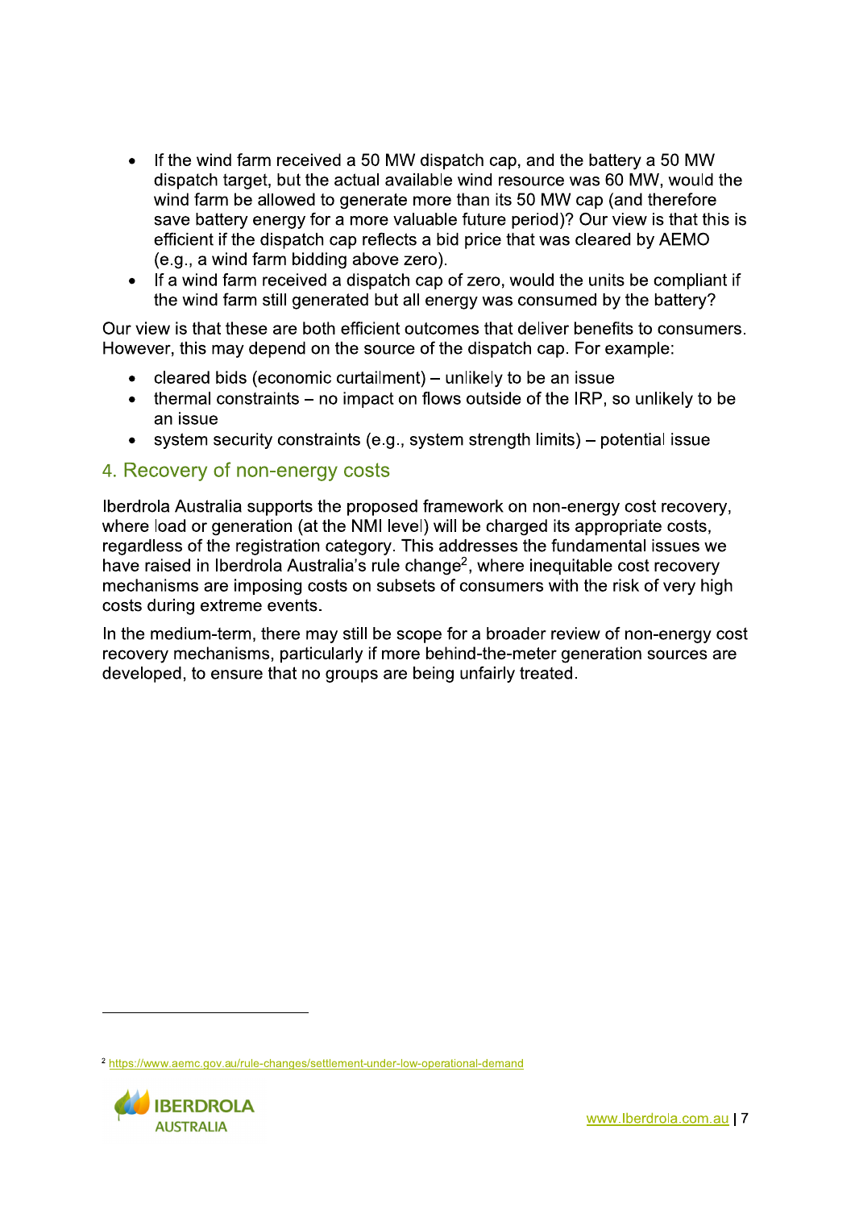- If the wind farm received a 50 MW dispatch cap, and the battery a 50 MW dispatch target, but the actual available wind resource was 60 MW, would the wind farm be allowed to generate more than its 50 MW cap (and therefore save battery energy for a more valuable future period)? Our view is that this is efficient if the dispatch cap reflects a bid price that was cleared by AEMO (e.g., a wind farm bidding above zero).
- If a wind farm received a dispatch cap of zero, would the units be compliant if the wind farm still generated but all energy was consumed by the battery?

Our view is that these are both efficient outcomes that deliver benefits to consumers. However, this may depend on the source of the dispatch cap. For example:

- cleared bids (economic curtailment) – unlikely to be an issue
- thermal constraints – no impact on flows outside of the IRP, so unlikely to be an issue
- system security constraints (e.g., system strength limits) – potential issue

## 4. Recovery of non-energy costs

Iberdrola Australia supports the proposed framework on non-energy cost recovery, where load or generation (at the NMI level) will be charged its appropriate costs, regardless of the registration category. This addresses the fundamental issues we have raised in Iberdrola Australia's rule change[2], where inequitable cost recovery mechanisms are imposing costs on subsets of consumers with the risk of very high costs during extreme events.

In the medium-term, there may still be scope for a broader review of non-energy cost recovery mechanisms, particularly if more behind-the-meter generation sources are developed, to ensure that no groups are being unfairly treated.

[2] https://www.aemc.gov.au/rule-changes/settlement-under-low-operational-demand